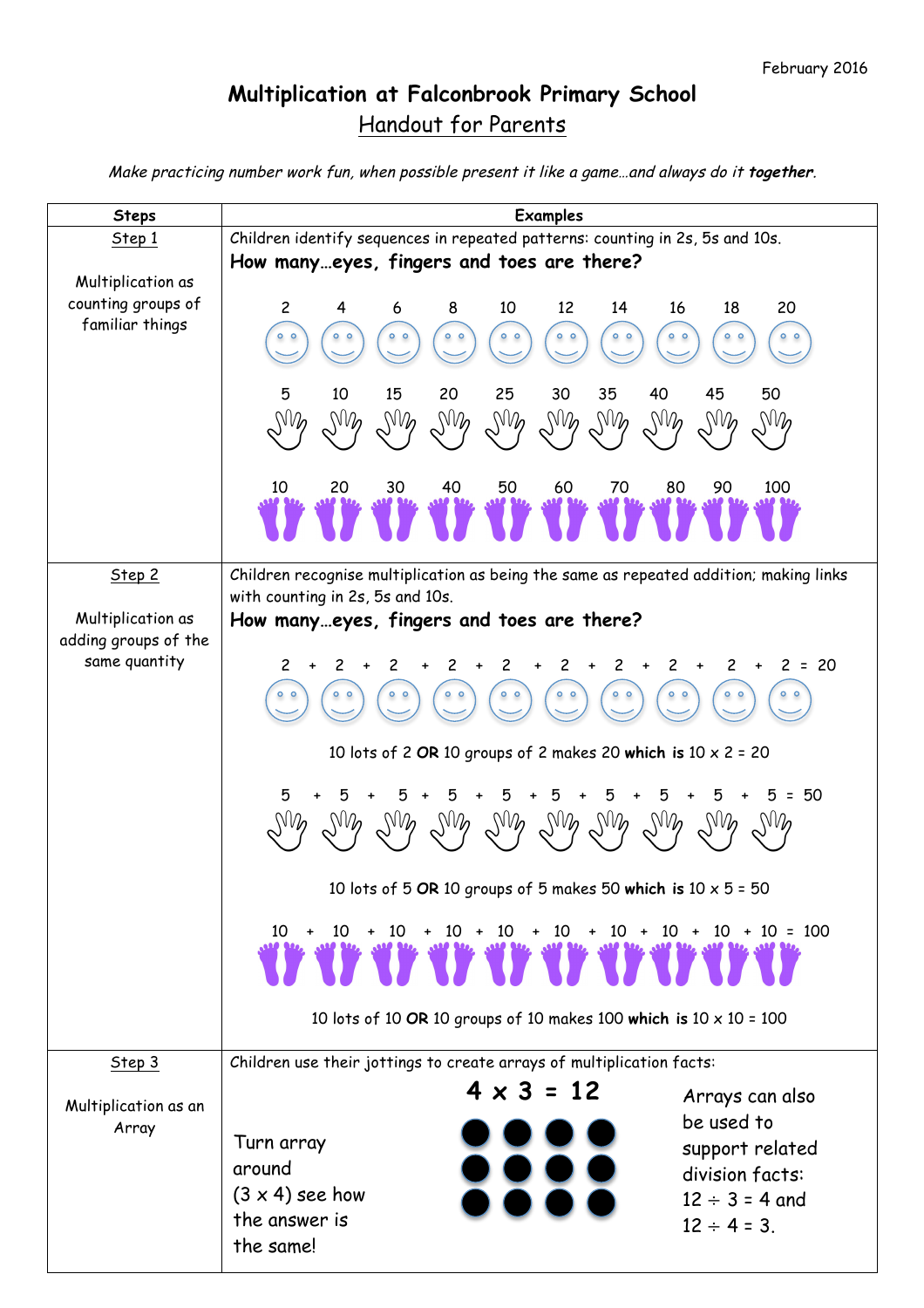February 2016

# Multiplication at Falconbrook Primary School

## Handout for Parents

*Make practicing number work fun, when possible present it like a game…and always do it **together**.*

| Steps | Examples |
|---|---|
| Step 1<br><br>Multiplication as counting groups of familiar things | Children identify sequences in repeated patterns: counting in 2s, 5s and 10s.<br>**How many…eyes, fingers and toes are there?**<br>2 4 6 8 10 12 14 16 18 20<br>5 10 15 20 25 30 35 40 45 50<br>10 20 30 40 50 60 70 80 90 100 |
| Step 2<br><br>Multiplication as adding groups of the same quantity | Children recognise multiplication as being the same as repeated addition; making links with counting in 2s, 5s and 10s.<br>**How many…eyes, fingers and toes are there?**<br>2 + 2 + 2 + 2 + 2 + 2 + 2 + 2 + 2 + 2 = 20<br>10 lots of 2 **OR** 10 groups of 2 makes 20 **which is** 10 x 2 = 20<br>5 + 5 + 5 + 5 + 5 + 5 + 5 + 5 + 5 + 5 = 50<br>10 lots of 5 **OR** 10 groups of 5 makes 50 **which is** 10 x 5 = 50<br>10 + 10 + 10 + 10 + 10 + 10 + 10 + 10 + 10 + 10 = 100<br>10 lots of 10 **OR** 10 groups of 10 makes 100 **which is** 10 x 10 = 100 |
| Step 3<br><br>Multiplication as an Array | Children use their jottings to create arrays of multiplication facts:<br>**4 x 3 = 12**<br>Turn array around (3 x 4) see how the answer is the same!<br>Arrays can also be used to support related division facts: 12 ÷ 3 = 4 and 12 ÷ 4 = 3. |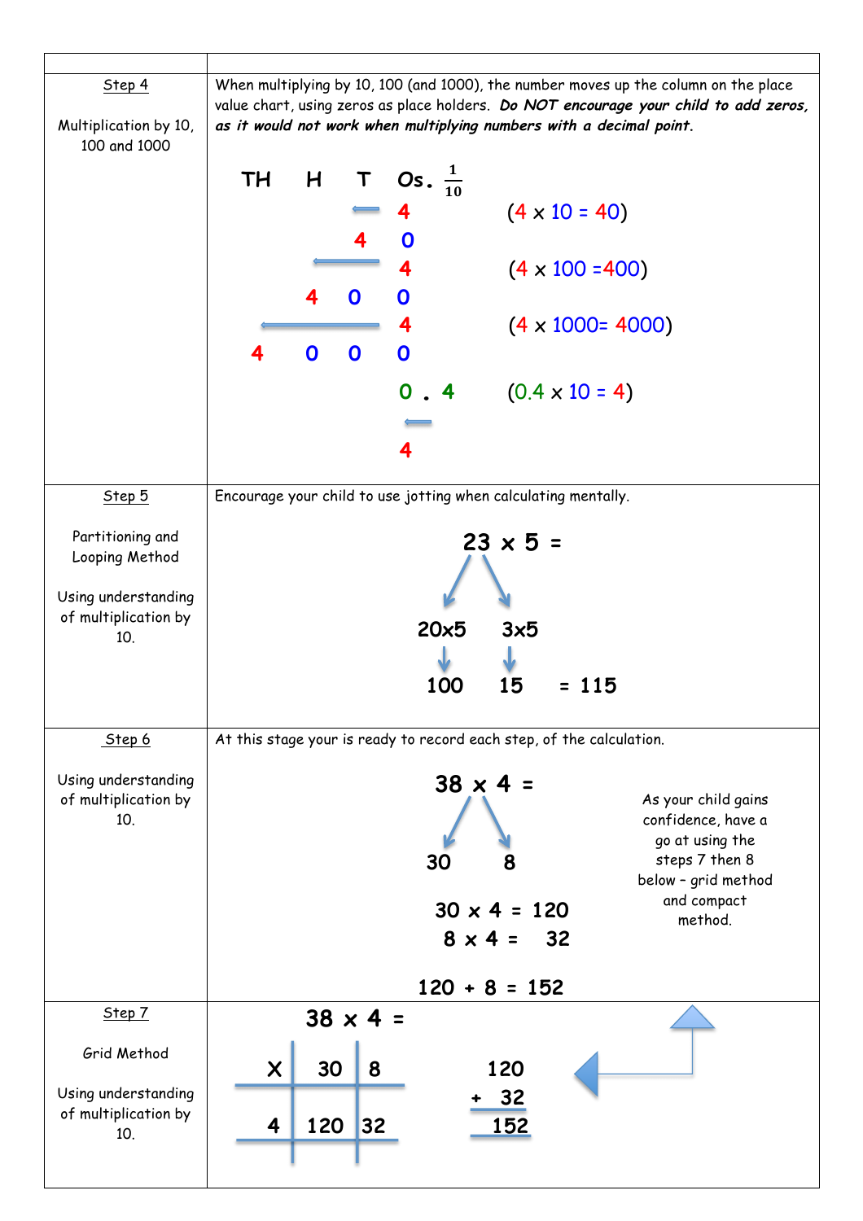| | |
|---|---|
| **Step 4**<br><br>Multiplication by 10, 100 and 1000 | When multiplying by 10, 100 (and 1000), the number moves up the column on the place value chart, using zeros as place holders. ***Do NOT encourage your child to add zeros, as it would not work when multiplying numbers with a decimal point.***<br><br>TH H T Os. $\frac{1}{10}$<br><br>4 → 40 (4 x 10 = 40)<br>4 → 400 (4 x 100 =400)<br>4 → 4000 (4 x 1000= 4000)<br>0 . 4 → 4 (0.4 x 10 = 4) |
| **Step 5**<br><br>Partitioning and Looping Method<br><br>Using understanding of multiplication by 10. | Encourage your child to use jotting when calculating mentally.<br><br>23 x 5 =<br>20x5 3x5<br>100 15 = 115 |
| **Step 6**<br><br>Using understanding of multiplication by 10. | At this stage your is ready to record each step, of the calculation.<br><br>38 x 4 =<br>30 8<br>30 x 4 = 120<br>8 x 4 = 32<br>120 + 8 = 152<br><br>As your child gains confidence, have a go at using the steps 7 then 8 below – grid method and compact method. |
| **Step 7**<br><br>Grid Method<br><br>Using understanding of multiplication by 10. | 38 x 4 =<br><br>X \| 30 \| 8<br>4 \| 120 \| 32<br><br>120<br>+ 32<br>152 |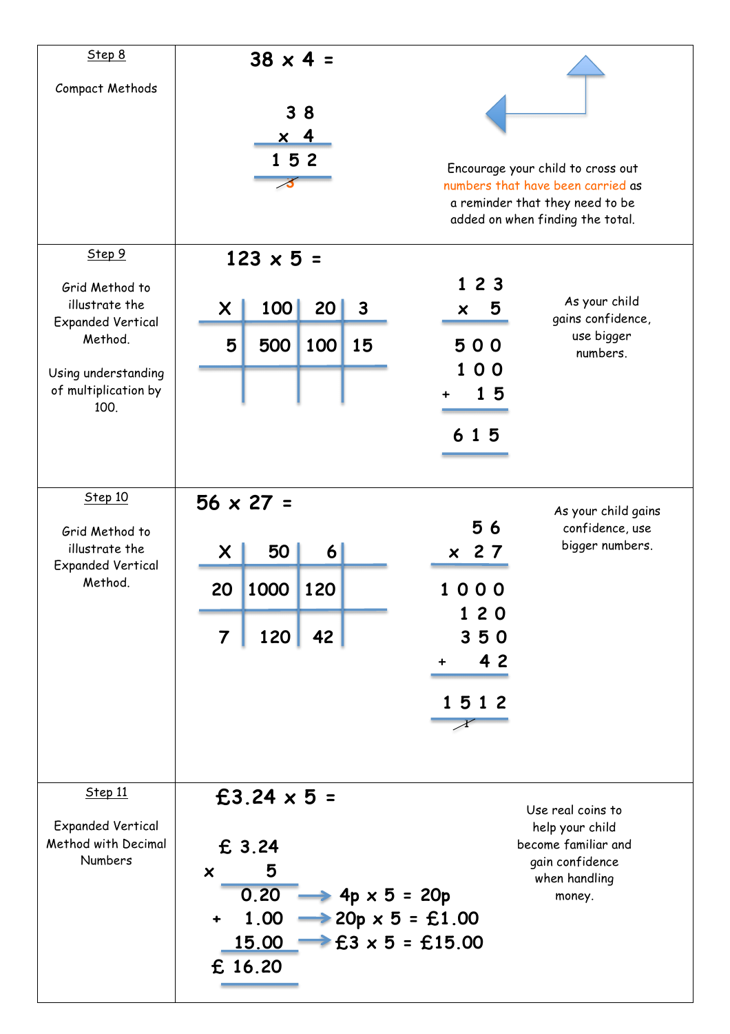## Step 8

Compact Methods

**38 x 4 =**

```
  3 8
x   4
-----
1 5 2
  3
```

Encourage your child to cross out numbers that have been carried as a reminder that they need to be added on when finding the total.

## Step 9

Grid Method to illustrate the Expanded Vertical Method.

Using understanding of multiplication by 100.

**123 x 5 =**

| X | 100 | 20 | 3 |
|---|---|---|---|
| 5 | 500 | 100 | 15 |

```
  1 2 3
x     5
-------
  5 0 0
  1 0 0
+   1 5
-------
  6 1 5
```

As your child gains confidence, use bigger numbers.

## Step 10

Grid Method to illustrate the Expanded Vertical Method.

**56 x 27 =**

| X | 50 | 6 |
|---|---|---|
| 20 | 1000 | 120 |
| 7 | 120 | 42 |

```
      5 6
x     2 7
---------
  1 0 0 0
    1 2 0
    3 5 0
+     4 2
---------
  1 5 1 2
  1
```

As your child gains confidence, use bigger numbers.

## Step 11

Expanded Vertical Method with Decimal Numbers

**£3.24 x 5 =**

```
  £ 3.24
x      5
--------
    0.20  →  4p x 5 = 20p
+   1.00  →  20p x 5 = £1.00
   15.00  →  £3 x 5 = £15.00
--------
 £ 16.20
```

Use real coins to help your child become familiar and gain confidence when handling money.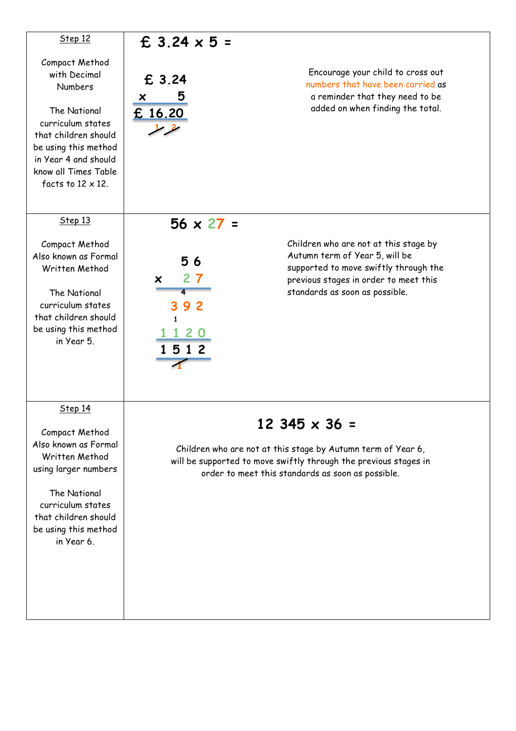| | |
|---|---|
| <u>Step 12</u><br><br>Compact Method with Decimal Numbers<br><br>The National curriculum states that children should be using this method in Year 4 and should know all Times Table facts to 12 x 12. | **£ 3.24 x 5 =**<br><br>£ 3.24<br>x 5<br>£ 16.20<br>1 2<br><br>Encourage your child to cross out numbers that have been carried as a reminder that they need to be added on when finding the total. |
| <u>Step 13</u><br><br>Compact Method Also known as Formal Written Method<br><br>The National curriculum states that children should be using this method in Year 5. | **56 x 27 =**<br><br>5 6<br>x 2 7<br>4<br>3 9 2<br>1<br>1 1 2 0<br>1 5 1 2<br>1<br><br>Children who are not at this stage by Autumn term of Year 5, will be supported to move swiftly through the previous stages in order to meet this standards as soon as possible. |
| <u>Step 14</u><br><br>Compact Method Also known as Formal Written Method using larger numbers<br><br>The National curriculum states that children should be using this method in Year 6. | **12 345 x 36 =**<br><br>Children who are not at this stage by Autumn term of Year 6, will be supported to move swiftly through the previous stages in order to meet this standards as soon as possible. |